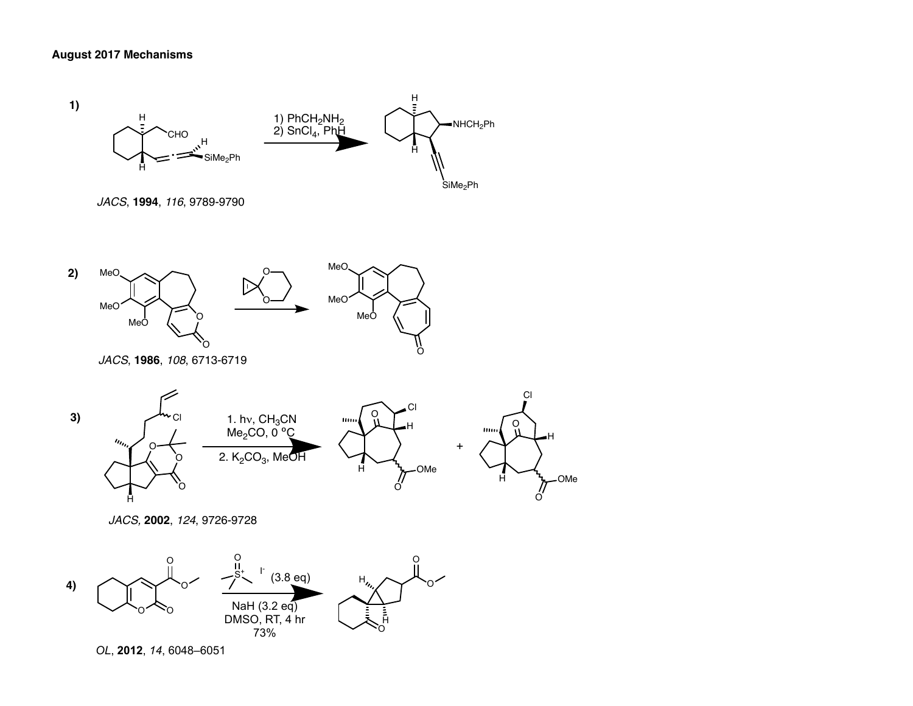**August 2017 Mechanisms**

**1)**

1) $PhCH_2NH_2$
2) $SnCl_4$, PhH

*JACS*, **1994**, *116*, 9789-9790

**2)**

*JACS*, **1986**, *108*, 6713-6719

**3)**

1. hν, $CH_3CN$
$Me_2CO$, 0 ºC

2. $K_2CO_3$, MeOH

*JACS,* **2002**, *124*, 9726-9728

**4)**

(3.8 eq)

NaH (3.2 eq)
DMSO, RT, 4 hr
73%

*OL*, **2012**, *14*, 6048–6051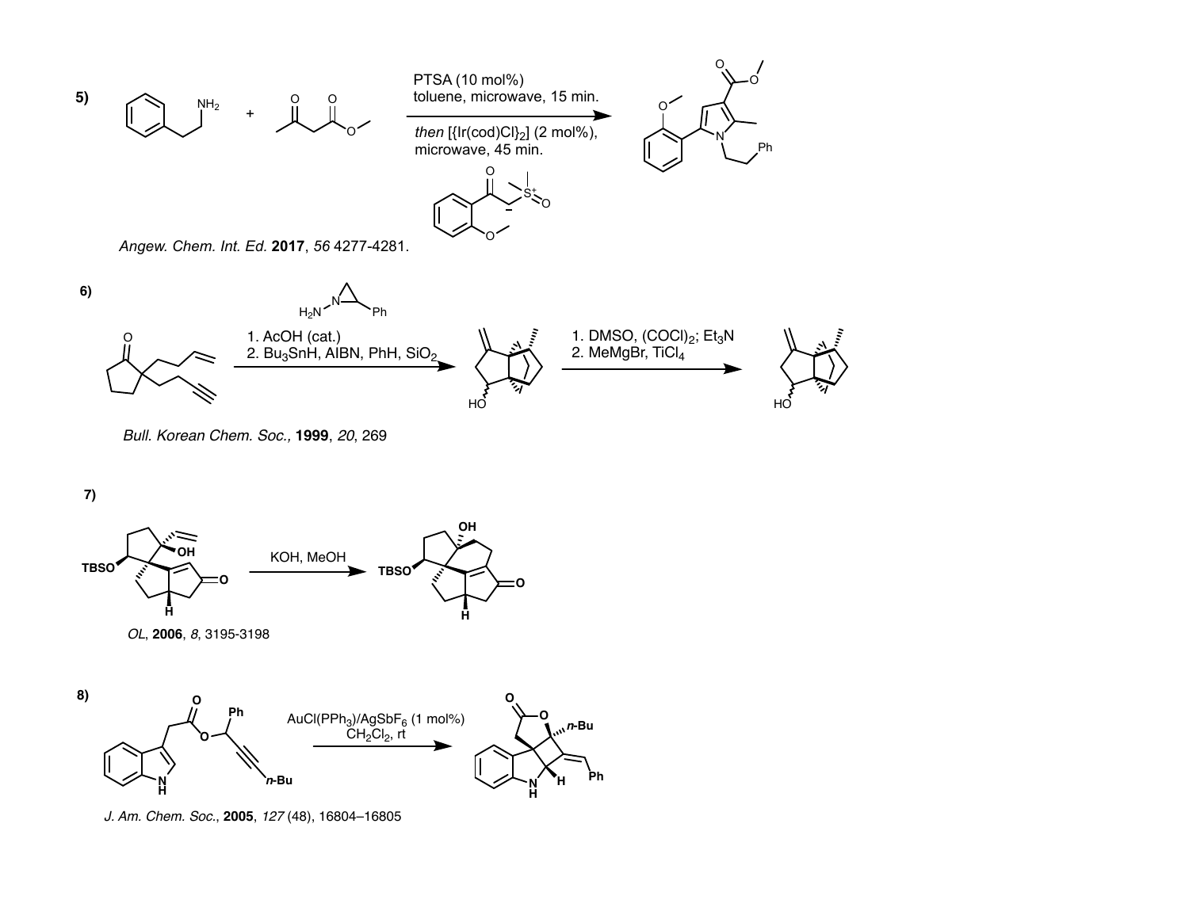**5)**

PTSA (10 mol%)
toluene, microwave, 15 min.

*then* [{Ir(cod)Cl}$_2$] (2 mol%),
microwave, 45 min.

*Angew. Chem. Int. Ed.* **2017**, *56* 4277-4281.

**6)**

1. AcOH (cat.)
2. $Bu_3SnH$, AIBN, PhH, $SiO_2$

1. DMSO, $(COCl)_2$; $Et_3N$
2. MeMgBr, $TiCl_4$

*Bull. Korean Chem. Soc.,* **1999**, *20*, 269

**7)**

KOH, MeOH

*OL*, **2006**, *8*, 3195-3198

**8)**

$AuCl(PPh_3)/AgSbF_6$ (1 mol%)
$CH_2Cl_2$, rt

*J. Am. Chem. Soc.*, **2005**, *127* (48), 16804–16805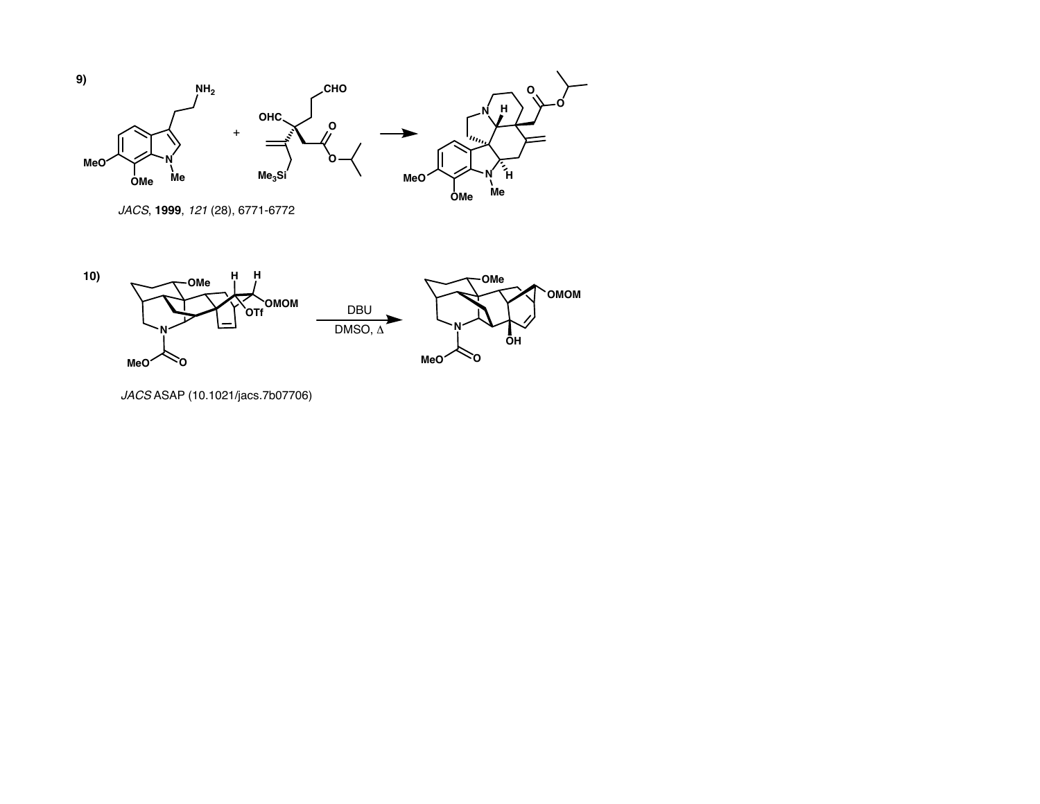**9)**

NH$_2$

MeO

OMe

N

Me

+

CHO

OHC

O

O

Me$_3$Si

N

H

O

O

MeO

OMe

N

Me

H

*JACS*, **1999**, *121* (28), 6771-6772

**10)**

OMe

H

H

OMOM

OTf

N

MeO

O

DBU

DMSO, Δ

OMe

OMOM

N

MeO

O

OH

*JACS* ASAP (10.1021/jacs.7b07706)